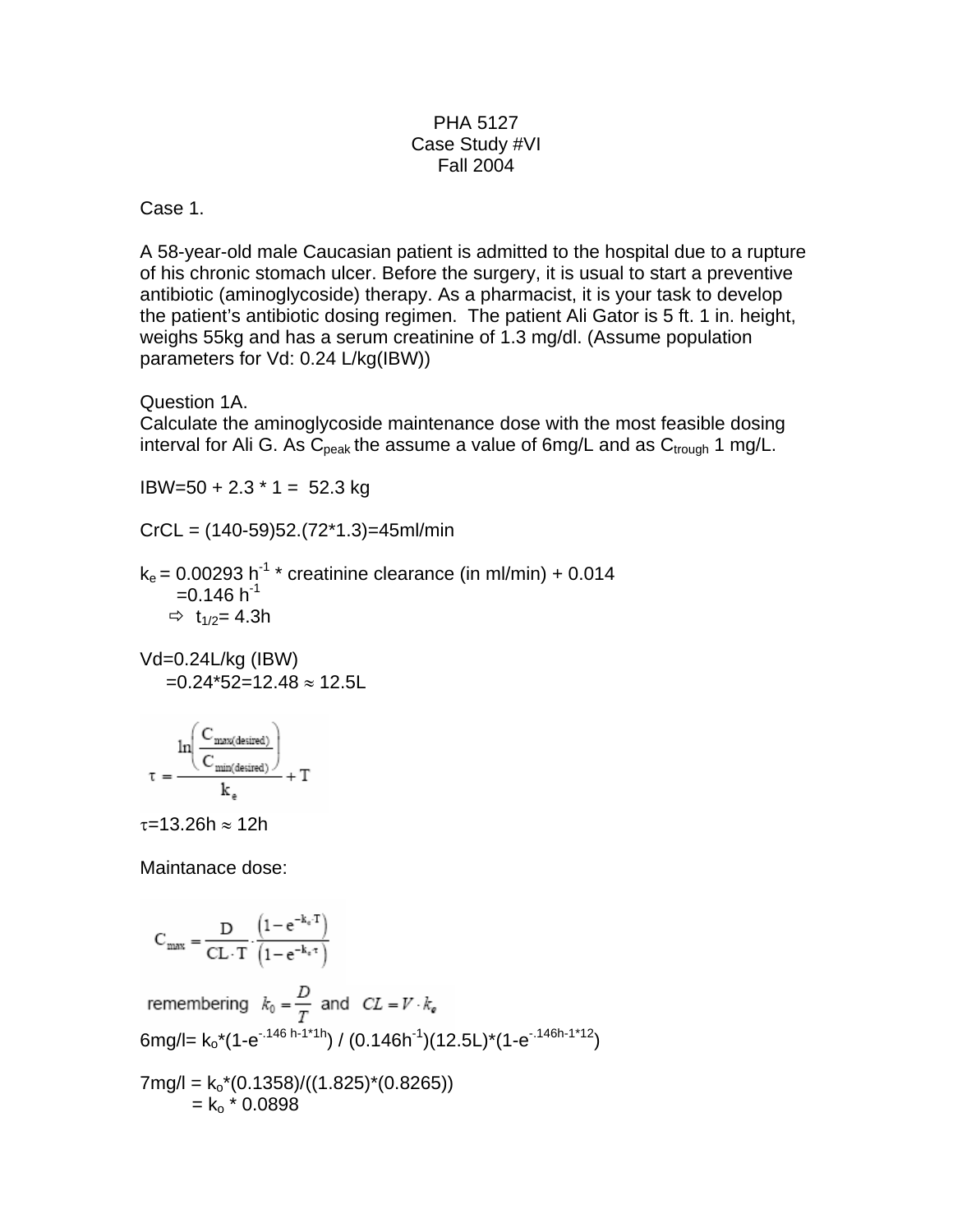PHA 5127
Case Study #VI
Fall 2004

Case 1.

A 58-year-old male Caucasian patient is admitted to the hospital due to a rupture of his chronic stomach ulcer. Before the surgery, it is usual to start a preventive antibiotic (aminoglycoside) therapy. As a pharmacist, it is your task to develop the patient's antibiotic dosing regimen. The patient Ali Gator is 5 ft. 1 in. height, weighs 55kg and has a serum creatinine of 1.3 mg/dl. (Assume population parameters for Vd: 0.24 L/kg(IBW))

Question 1A.
Calculate the aminoglycoside maintenance dose with the most feasible dosing interval for Ali G. As $C_{peak}$ the assume a value of 6mg/L and as $C_{trough}$ 1 mg/L.

IBW=50 + 2.3 * 1 = 52.3 kg

CrCL = (140-59)52.(72*1.3)=45ml/min

$k_e$ = 0.00293 $h^{-1}$ * creatinine clearance (in ml/min) + 0.014
=0.146 $h^{-1}$
⇨ $t_{1/2}$= 4.3h

Vd=0.24L/kg (IBW)
=0.24*52=12.48 ≈ 12.5L

$$\tau = \frac{\ln\left(\frac{C_{max(desired)}}{C_{min(desired)}}\right)}{k_e} + T$$

τ=13.26h ≈ 12h

Maintanace dose:

$$C_{max} = \frac{D}{CL \cdot T} \cdot \frac{\left(1 - e^{-k_e \cdot T}\right)}{\left(1 - e^{-k_e \cdot \tau}\right)}$$

remembering $k_0 = \frac{D}{T}$ and $CL = V \cdot k_e$

6mg/l= $k_o$*(1-$e^{-.146\ h-1*1h}$) / (0.146$h^{-1}$)(12.5L)*(1-$e^{-.146h-1*12}$)

7mg/l = $k_o$*(0.1358)/((1.825)*(0.8265))
= $k_o$ * 0.0898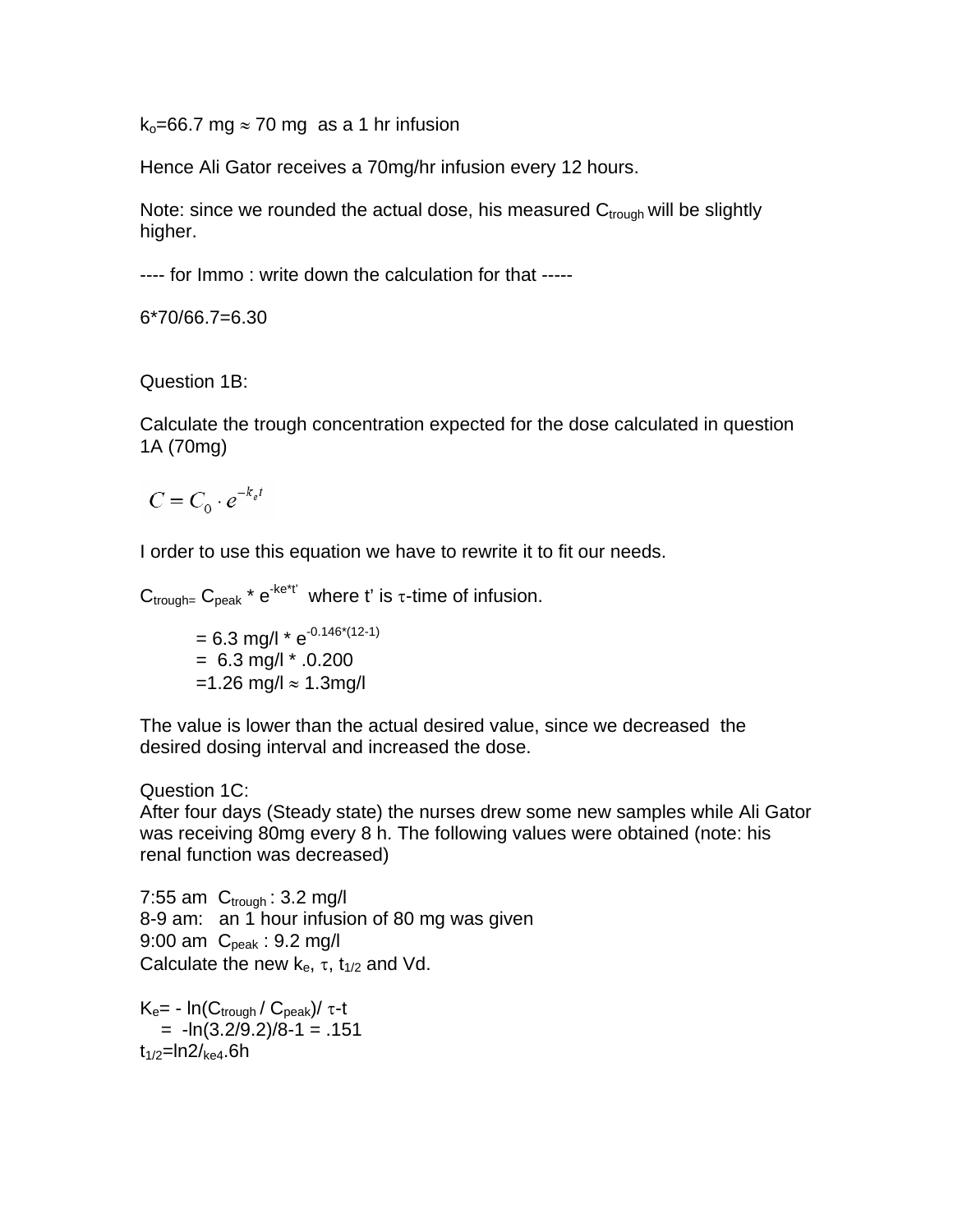$k_o$=66.7 mg $\approx$ 70 mg as a 1 hr infusion

Hence Ali Gator receives a 70mg/hr infusion every 12 hours.

Note: since we rounded the actual dose, his measured $C_{trough}$ will be slightly higher.

---- for Immo : write down the calculation for that -----

6*70/66.7=6.30

Question 1B:

Calculate the trough concentration expected for the dose calculated in question 1A (70mg)

$$C = C_0 \cdot e^{-k_e t}$$

I order to use this equation we have to rewrite it to fit our needs.

$C_{trough}$= $C_{peak}$ * $e^{-ke*t'}$ where t' is $\tau$-time of infusion.

$= 6.3 \text{ mg/l} * e^{-0.146*(12-1)}$
$= 6.3 \text{ mg/l} * .0.200$
$=1.26 \text{ mg/l} \approx 1.3\text{mg/l}$

The value is lower than the actual desired value, since we decreased the desired dosing interval and increased the dose.

Question 1C:
After four days (Steady state) the nurses drew some new samples while Ali Gator was receiving 80mg every 8 h. The following values were obtained (note: his renal function was decreased)

7:55 am $C_{trough}$ : 3.2 mg/l
8-9 am: an 1 hour infusion of 80 mg was given
9:00 am $C_{peak}$ : 9.2 mg/l
Calculate the new $k_e$, $\tau$, $t_{1/2}$ and Vd.

$K_e$= - ln($C_{trough}$ / $C_{peak}$)/ $\tau$-t
= -ln(3.2/9.2)/8-1 = .151
$t_{1/2}$=ln2/$_{ke4}$.6h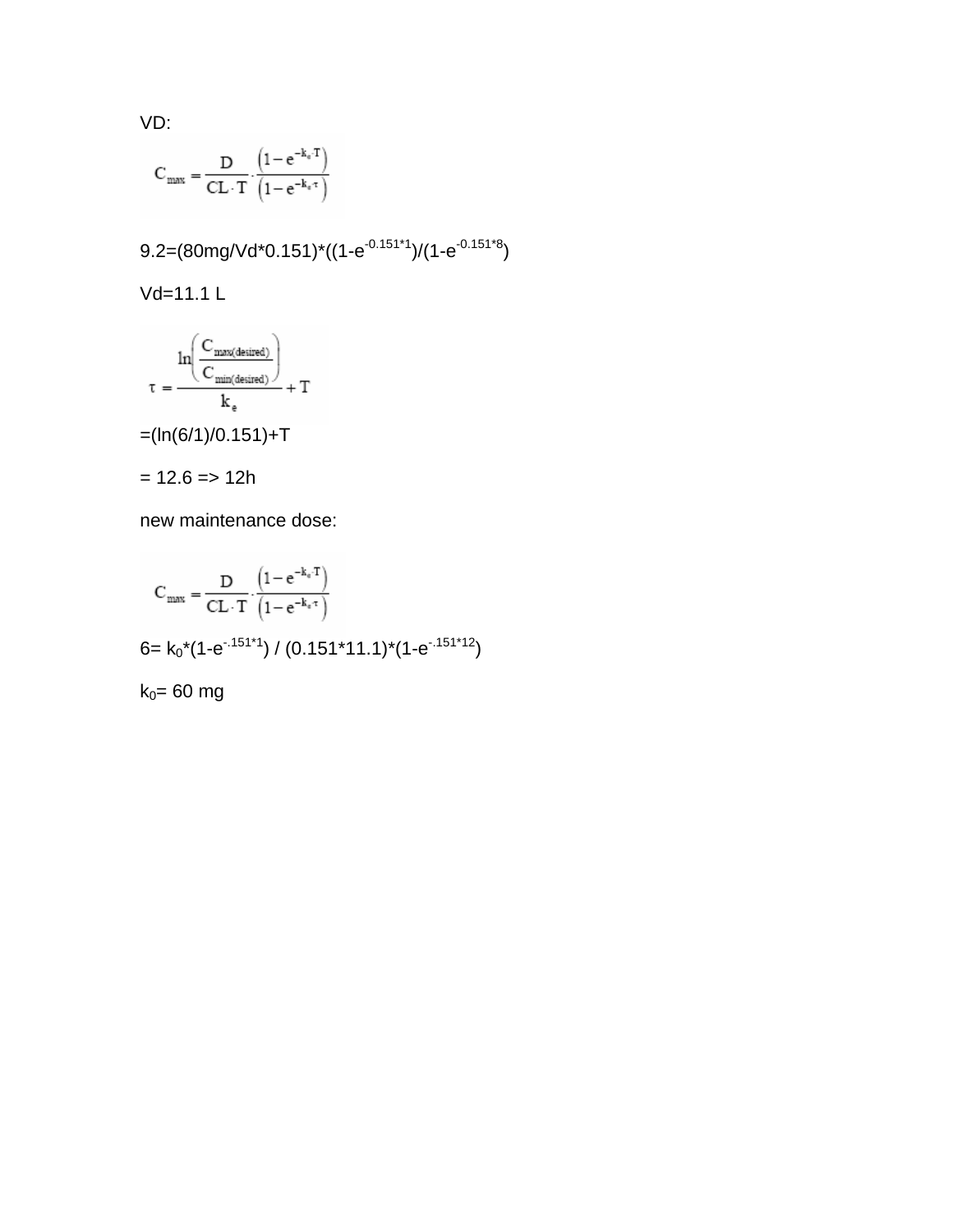VD:

$$C_{max} = \frac{D}{CL \cdot T} \cdot \frac{\left(1 - e^{-k_e \cdot T}\right)}{\left(1 - e^{-k_e \cdot \tau}\right)}$$

9.2=(80mg/Vd*0.151)*((1-$e^{-0.151*1}$)/(1-$e^{-0.151*8}$)

Vd=11.1 L

$$\tau = \frac{\ln\left(\frac{C_{max(desired)}}{C_{min(desired)}}\right)}{k_e} + T$$

=(ln(6/1)/0.151)+T

= 12.6 => 12h

new maintenance dose:

$$C_{max} = \frac{D}{CL \cdot T} \cdot \frac{\left(1 - e^{-k_e \cdot T}\right)}{\left(1 - e^{-k_e \cdot \tau}\right)}$$

6= $k_0$*(1-$e^{-.151*1}$) / (0.151*11.1)*(1-$e^{-.151*12}$)

$k_0$= 60 mg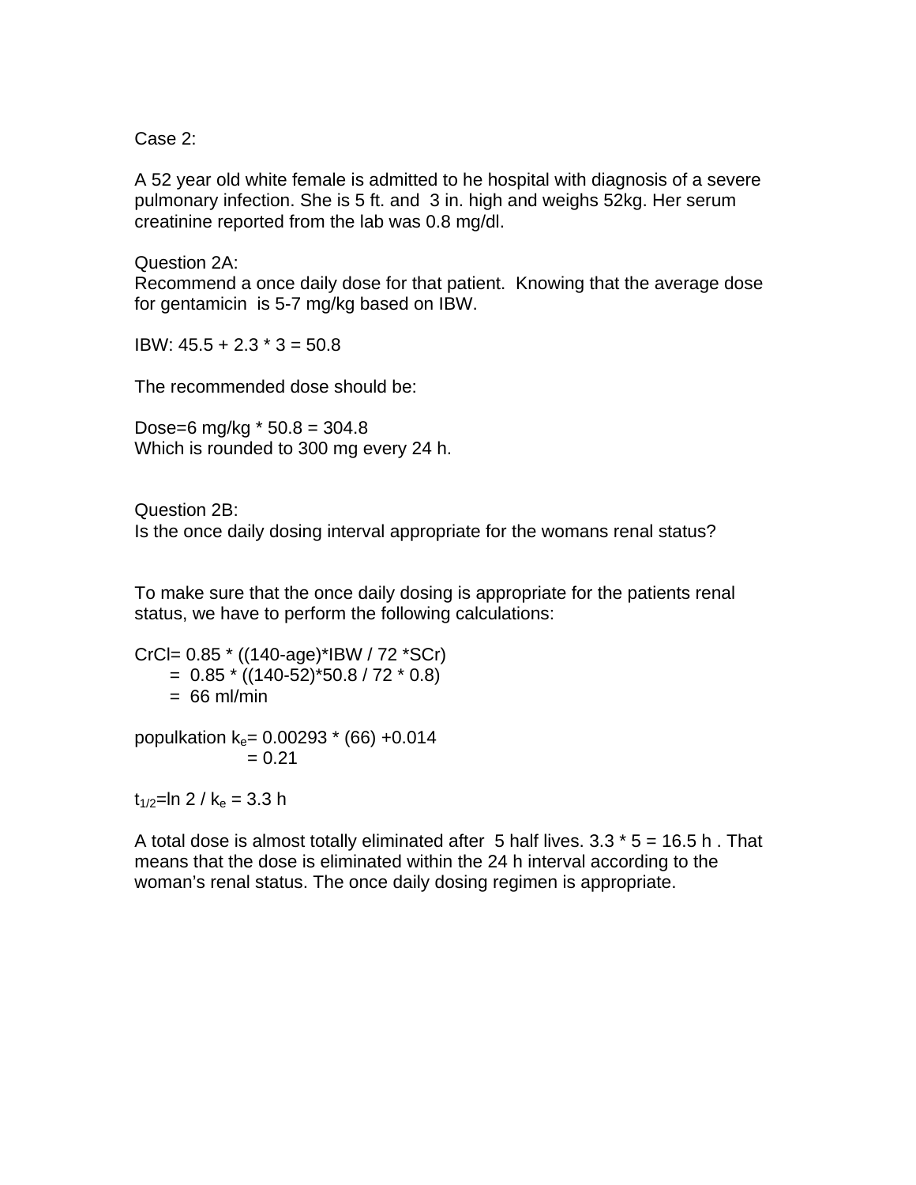Case 2:

A 52 year old white female is admitted to he hospital with diagnosis of a severe pulmonary infection. She is 5 ft. and 3 in. high and weighs 52kg. Her serum creatinine reported from the lab was 0.8 mg/dl.

Question 2A:
Recommend a once daily dose for that patient. Knowing that the average dose for gentamicin is 5-7 mg/kg based on IBW.

IBW: 45.5 + 2.3 * 3 = 50.8

The recommended dose should be:

Dose=6 mg/kg * 50.8 = 304.8
Which is rounded to 300 mg every 24 h.

Question 2B:
Is the once daily dosing interval appropriate for the womans renal status?

To make sure that the once daily dosing is appropriate for the patients renal status, we have to perform the following calculations:

CrCl= 0.85 * ((140-age)*IBW / 72 *SCr)
= 0.85 * ((140-52)*50.8 / 72 * 0.8)
= 66 ml/min

populkation $k_e$= 0.00293 * (66) +0.014
= 0.21

$t_{1/2}$=ln 2 / $k_e$ = 3.3 h

A total dose is almost totally eliminated after 5 half lives. 3.3 * 5 = 16.5 h . That means that the dose is eliminated within the 24 h interval according to the woman's renal status. The once daily dosing regimen is appropriate.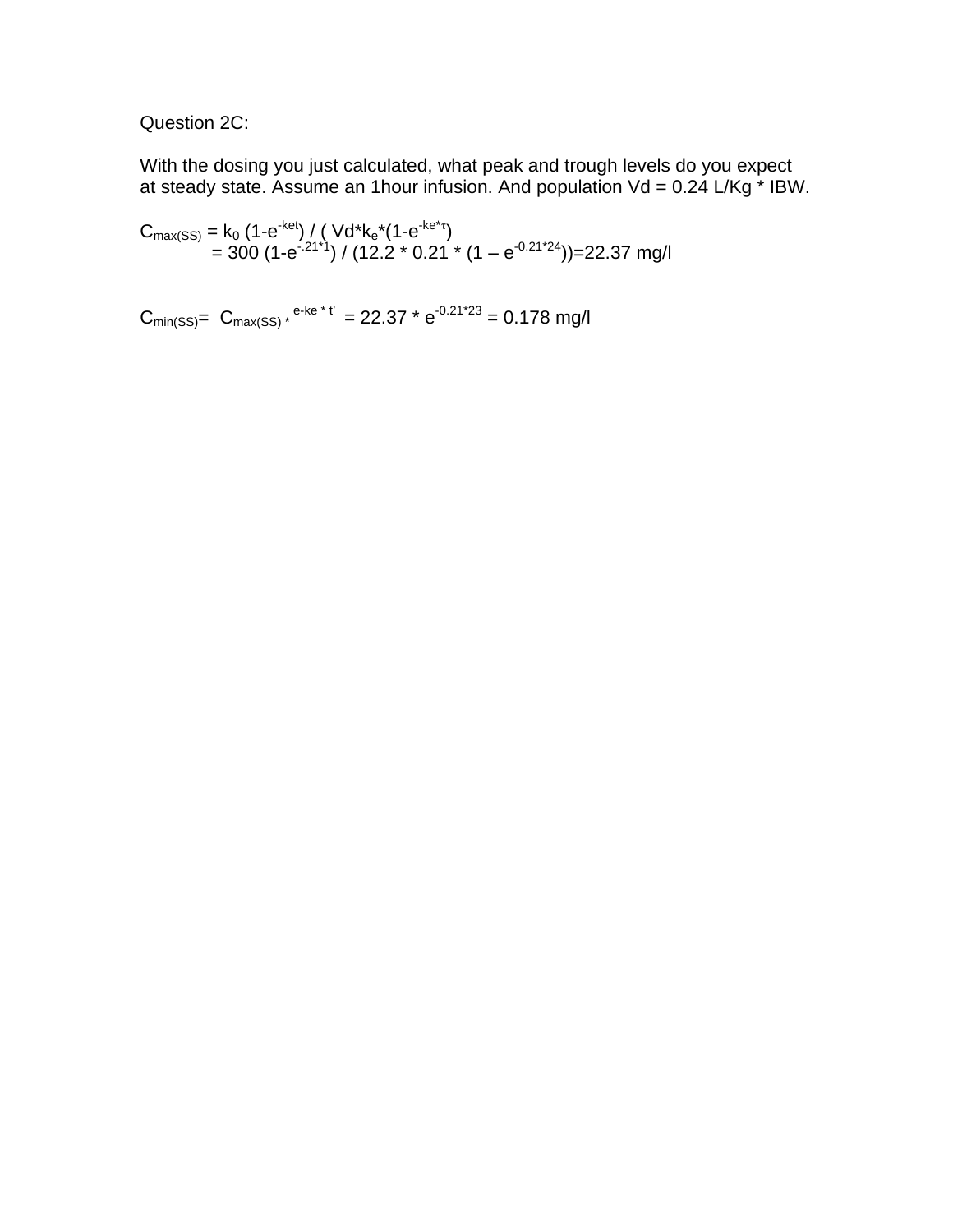Question 2C:

With the dosing you just calculated, what peak and trough levels do you expect at steady state. Assume an 1hour infusion. And population Vd = 0.24 L/Kg * IBW.

$C_{max(SS)} = k_0 (1\text{-}e^{-ket}) / ( Vd*k_e*(1\text{-}e^{-ke*\tau})$

$= 300 (1\text{-}e^{-.21*1}) / (12.2 * 0.21 * (1 – e^{-0.21*24}))=22.37$ mg/l

$C_{min(SS)}= C_{max(SS)} * ^{e\text{-}ke * t'} = 22.37 * e^{-0.21*23} = 0.178$ mg/l